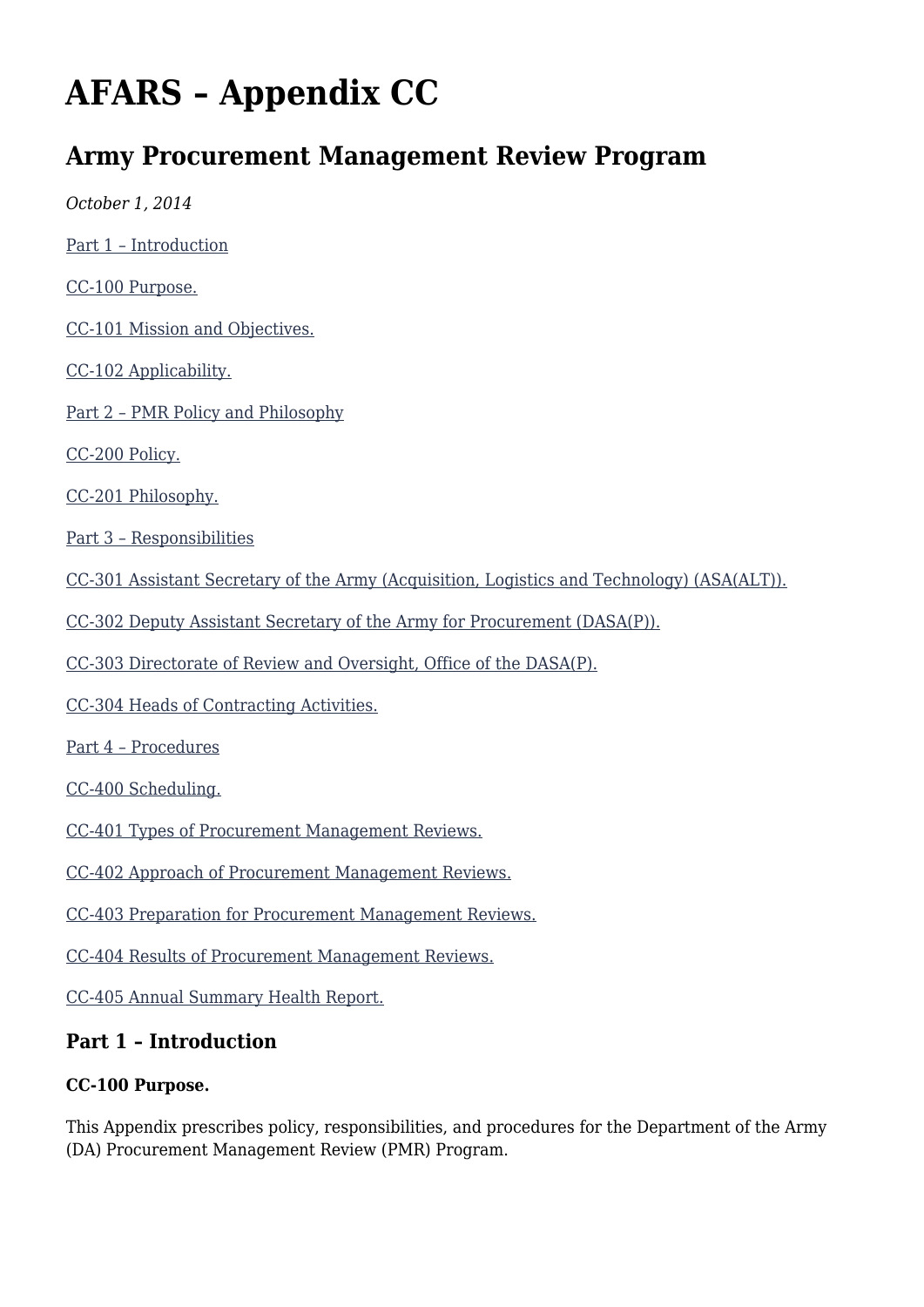# AFARS – Appendix CC

## Army Procurement Management Review Program

*October 1, 2014*

[Part 1 – Introduction](#)

[CC-100 Purpose.](#)

[CC-101 Mission and Objectives.](#)

[CC-102 Applicability.](#)

[Part 2 – PMR Policy and Philosophy](#)

[CC-200 Policy.](#)

[CC-201 Philosophy.](#)

[Part 3 – Responsibilities](#)

[CC-301 Assistant Secretary of the Army (Acquisition, Logistics and Technology) (ASA(ALT)).](#)

[CC-302 Deputy Assistant Secretary of the Army for Procurement (DASA(P)).](#)

[CC-303 Directorate of Review and Oversight, Office of the DASA(P).](#)

[CC-304 Heads of Contracting Activities.](#)

[Part 4 – Procedures](#)

[CC-400 Scheduling.](#)

[CC-401 Types of Procurement Management Reviews.](#)

[CC-402 Approach of Procurement Management Reviews.](#)

[CC-403 Preparation for Procurement Management Reviews.](#)

[CC-404 Results of Procurement Management Reviews.](#)

[CC-405 Annual Summary Health Report.](#)

### Part 1 – Introduction

#### CC-100 Purpose.

This Appendix prescribes policy, responsibilities, and procedures for the Department of the Army (DA) Procurement Management Review (PMR) Program.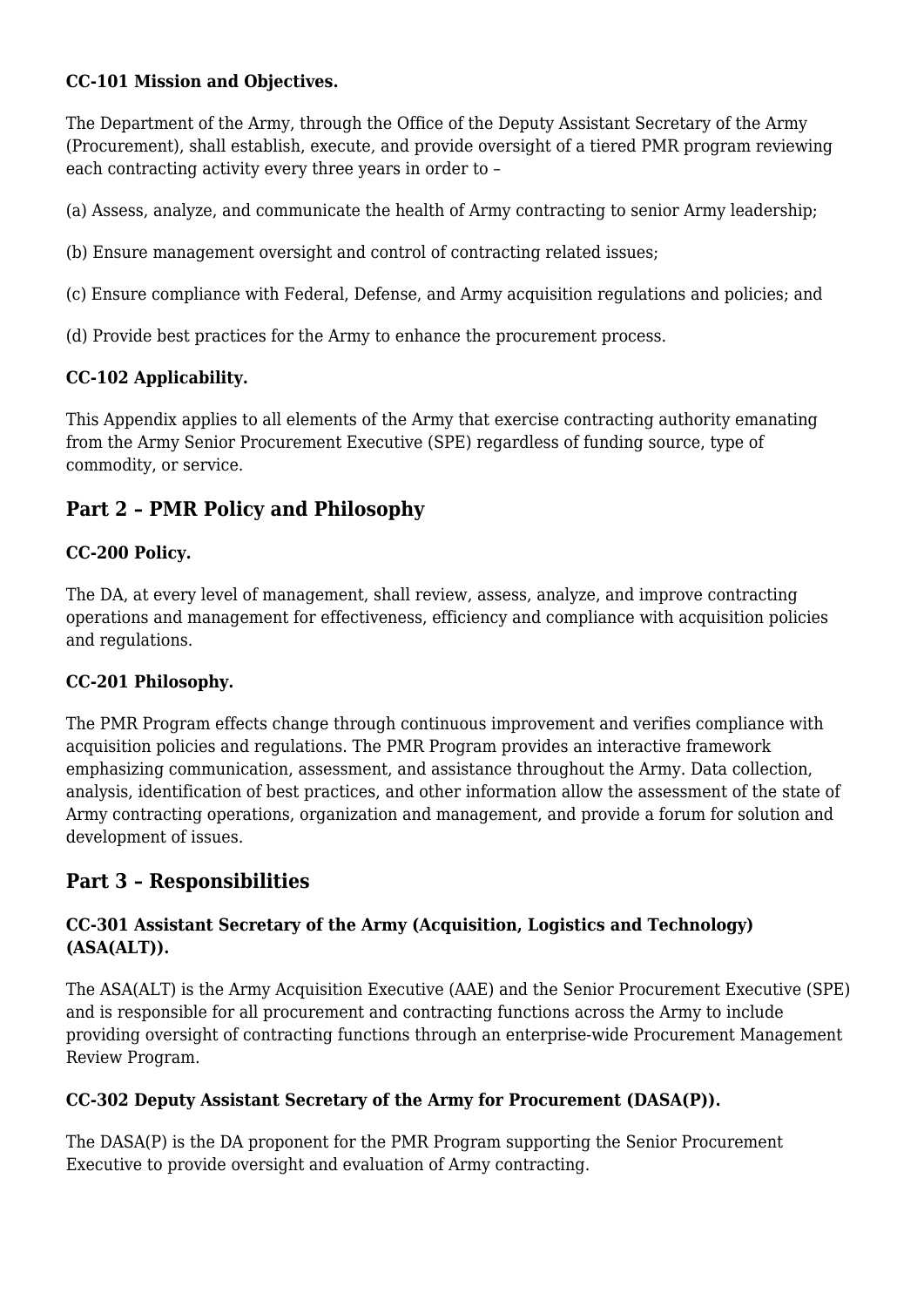**CC-101 Mission and Objectives.**

The Department of the Army, through the Office of the Deputy Assistant Secretary of the Army (Procurement), shall establish, execute, and provide oversight of a tiered PMR program reviewing each contracting activity every three years in order to –

(a) Assess, analyze, and communicate the health of Army contracting to senior Army leadership;

(b) Ensure management oversight and control of contracting related issues;

(c) Ensure compliance with Federal, Defense, and Army acquisition regulations and policies; and

(d) Provide best practices for the Army to enhance the procurement process.

**CC-102 Applicability.**

This Appendix applies to all elements of the Army that exercise contracting authority emanating from the Army Senior Procurement Executive (SPE) regardless of funding source, type of commodity, or service.

## Part 2 – PMR Policy and Philosophy

**CC-200 Policy.**

The DA, at every level of management, shall review, assess, analyze, and improve contracting operations and management for effectiveness, efficiency and compliance with acquisition policies and regulations.

**CC-201 Philosophy.**

The PMR Program effects change through continuous improvement and verifies compliance with acquisition policies and regulations. The PMR Program provides an interactive framework emphasizing communication, assessment, and assistance throughout the Army. Data collection, analysis, identification of best practices, and other information allow the assessment of the state of Army contracting operations, organization and management, and provide a forum for solution and development of issues.

## Part 3 – Responsibilities

**CC-301 Assistant Secretary of the Army (Acquisition, Logistics and Technology) (ASA(ALT)).**

The ASA(ALT) is the Army Acquisition Executive (AAE) and the Senior Procurement Executive (SPE) and is responsible for all procurement and contracting functions across the Army to include providing oversight of contracting functions through an enterprise-wide Procurement Management Review Program.

**CC-302 Deputy Assistant Secretary of the Army for Procurement (DASA(P)).**

The DASA(P) is the DA proponent for the PMR Program supporting the Senior Procurement Executive to provide oversight and evaluation of Army contracting.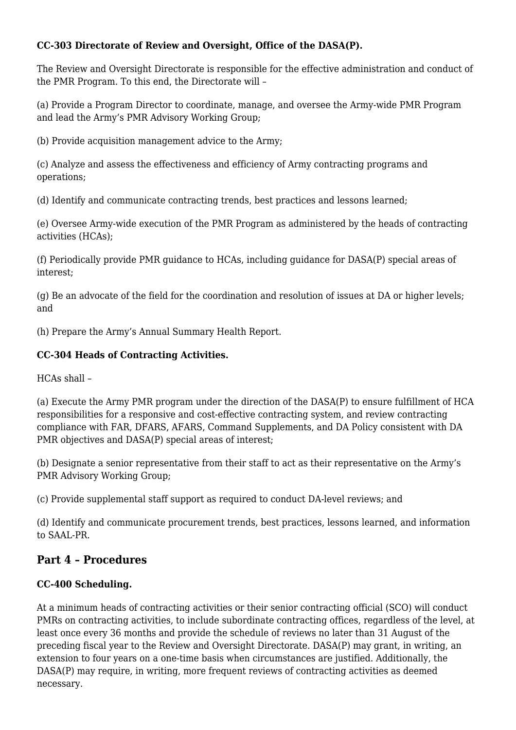**CC-303 Directorate of Review and Oversight, Office of the DASA(P).**

The Review and Oversight Directorate is responsible for the effective administration and conduct of the PMR Program. To this end, the Directorate will –

(a) Provide a Program Director to coordinate, manage, and oversee the Army-wide PMR Program and lead the Army's PMR Advisory Working Group;

(b) Provide acquisition management advice to the Army;

(c) Analyze and assess the effectiveness and efficiency of Army contracting programs and operations;

(d) Identify and communicate contracting trends, best practices and lessons learned;

(e) Oversee Army-wide execution of the PMR Program as administered by the heads of contracting activities (HCAs);

(f) Periodically provide PMR guidance to HCAs, including guidance for DASA(P) special areas of interest;

(g) Be an advocate of the field for the coordination and resolution of issues at DA or higher levels; and

(h) Prepare the Army's Annual Summary Health Report.

**CC-304 Heads of Contracting Activities.**

HCAs shall –

(a) Execute the Army PMR program under the direction of the DASA(P) to ensure fulfillment of HCA responsibilities for a responsive and cost-effective contracting system, and review contracting compliance with FAR, DFARS, AFARS, Command Supplements, and DA Policy consistent with DA PMR objectives and DASA(P) special areas of interest;

(b) Designate a senior representative from their staff to act as their representative on the Army's PMR Advisory Working Group;

(c) Provide supplemental staff support as required to conduct DA-level reviews; and

(d) Identify and communicate procurement trends, best practices, lessons learned, and information to SAAL-PR.

## Part 4 – Procedures

**CC-400 Scheduling.**

At a minimum heads of contracting activities or their senior contracting official (SCO) will conduct PMRs on contracting activities, to include subordinate contracting offices, regardless of the level, at least once every 36 months and provide the schedule of reviews no later than 31 August of the preceding fiscal year to the Review and Oversight Directorate. DASA(P) may grant, in writing, an extension to four years on a one-time basis when circumstances are justified. Additionally, the DASA(P) may require, in writing, more frequent reviews of contracting activities as deemed necessary.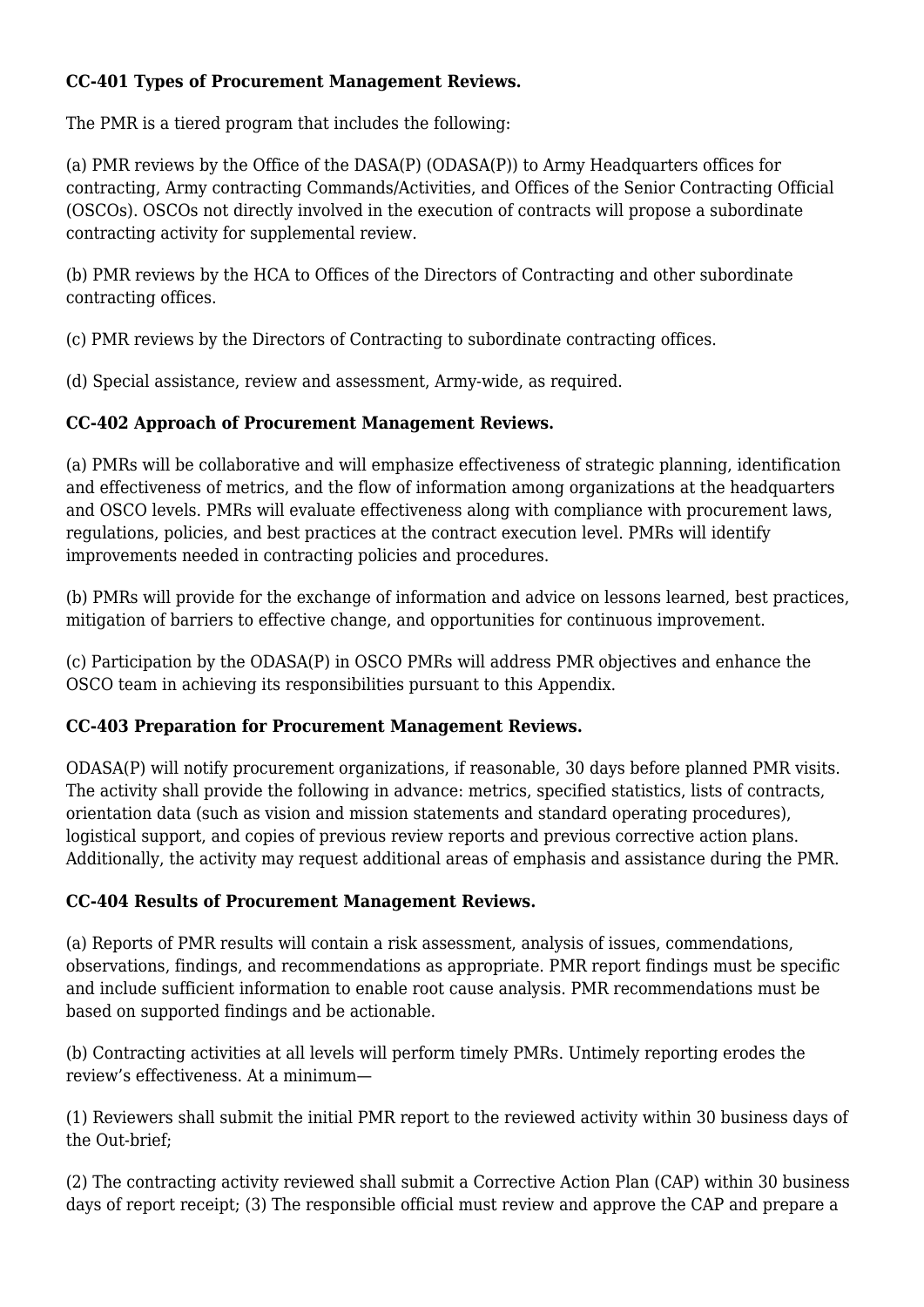**CC-401 Types of Procurement Management Reviews.**

The PMR is a tiered program that includes the following:

(a) PMR reviews by the Office of the DASA(P) (ODASA(P)) to Army Headquarters offices for contracting, Army contracting Commands/Activities, and Offices of the Senior Contracting Official (OSCOs). OSCOs not directly involved in the execution of contracts will propose a subordinate contracting activity for supplemental review.

(b) PMR reviews by the HCA to Offices of the Directors of Contracting and other subordinate contracting offices.

(c) PMR reviews by the Directors of Contracting to subordinate contracting offices.

(d) Special assistance, review and assessment, Army-wide, as required.

**CC-402 Approach of Procurement Management Reviews.**

(a) PMRs will be collaborative and will emphasize effectiveness of strategic planning, identification and effectiveness of metrics, and the flow of information among organizations at the headquarters and OSCO levels. PMRs will evaluate effectiveness along with compliance with procurement laws, regulations, policies, and best practices at the contract execution level. PMRs will identify improvements needed in contracting policies and procedures.

(b) PMRs will provide for the exchange of information and advice on lessons learned, best practices, mitigation of barriers to effective change, and opportunities for continuous improvement.

(c) Participation by the ODASA(P) in OSCO PMRs will address PMR objectives and enhance the OSCO team in achieving its responsibilities pursuant to this Appendix.

**CC-403 Preparation for Procurement Management Reviews.**

ODASA(P) will notify procurement organizations, if reasonable, 30 days before planned PMR visits. The activity shall provide the following in advance: metrics, specified statistics, lists of contracts, orientation data (such as vision and mission statements and standard operating procedures), logistical support, and copies of previous review reports and previous corrective action plans. Additionally, the activity may request additional areas of emphasis and assistance during the PMR.

**CC-404 Results of Procurement Management Reviews.**

(a) Reports of PMR results will contain a risk assessment, analysis of issues, commendations, observations, findings, and recommendations as appropriate. PMR report findings must be specific and include sufficient information to enable root cause analysis. PMR recommendations must be based on supported findings and be actionable.

(b) Contracting activities at all levels will perform timely PMRs. Untimely reporting erodes the review's effectiveness. At a minimum—

(1) Reviewers shall submit the initial PMR report to the reviewed activity within 30 business days of the Out-brief;

(2) The contracting activity reviewed shall submit a Corrective Action Plan (CAP) within 30 business days of report receipt; (3) The responsible official must review and approve the CAP and prepare a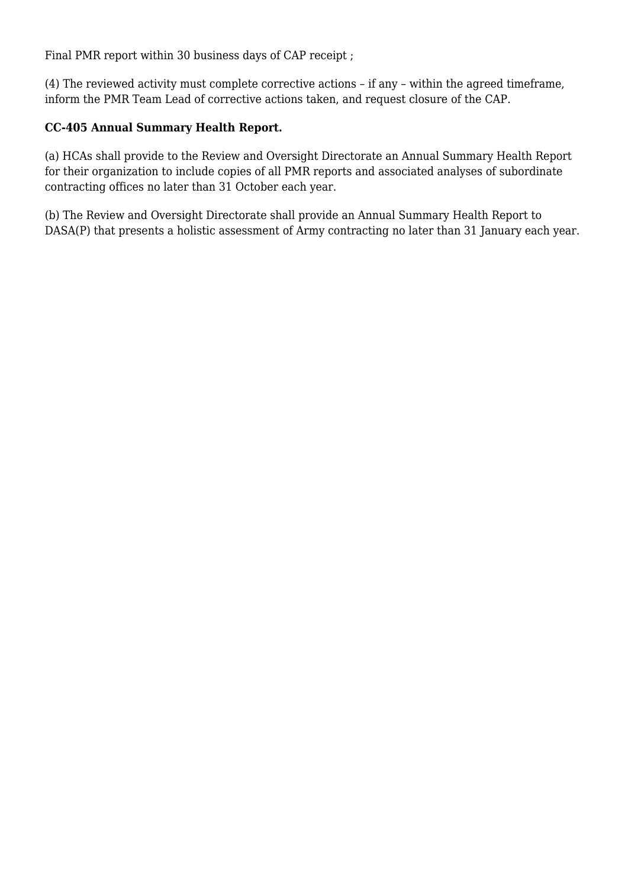Final PMR report within 30 business days of CAP receipt ;

(4) The reviewed activity must complete corrective actions – if any – within the agreed timeframe, inform the PMR Team Lead of corrective actions taken, and request closure of the CAP.

**CC-405 Annual Summary Health Report.**

(a) HCAs shall provide to the Review and Oversight Directorate an Annual Summary Health Report for their organization to include copies of all PMR reports and associated analyses of subordinate contracting offices no later than 31 October each year.

(b) The Review and Oversight Directorate shall provide an Annual Summary Health Report to DASA(P) that presents a holistic assessment of Army contracting no later than 31 January each year.